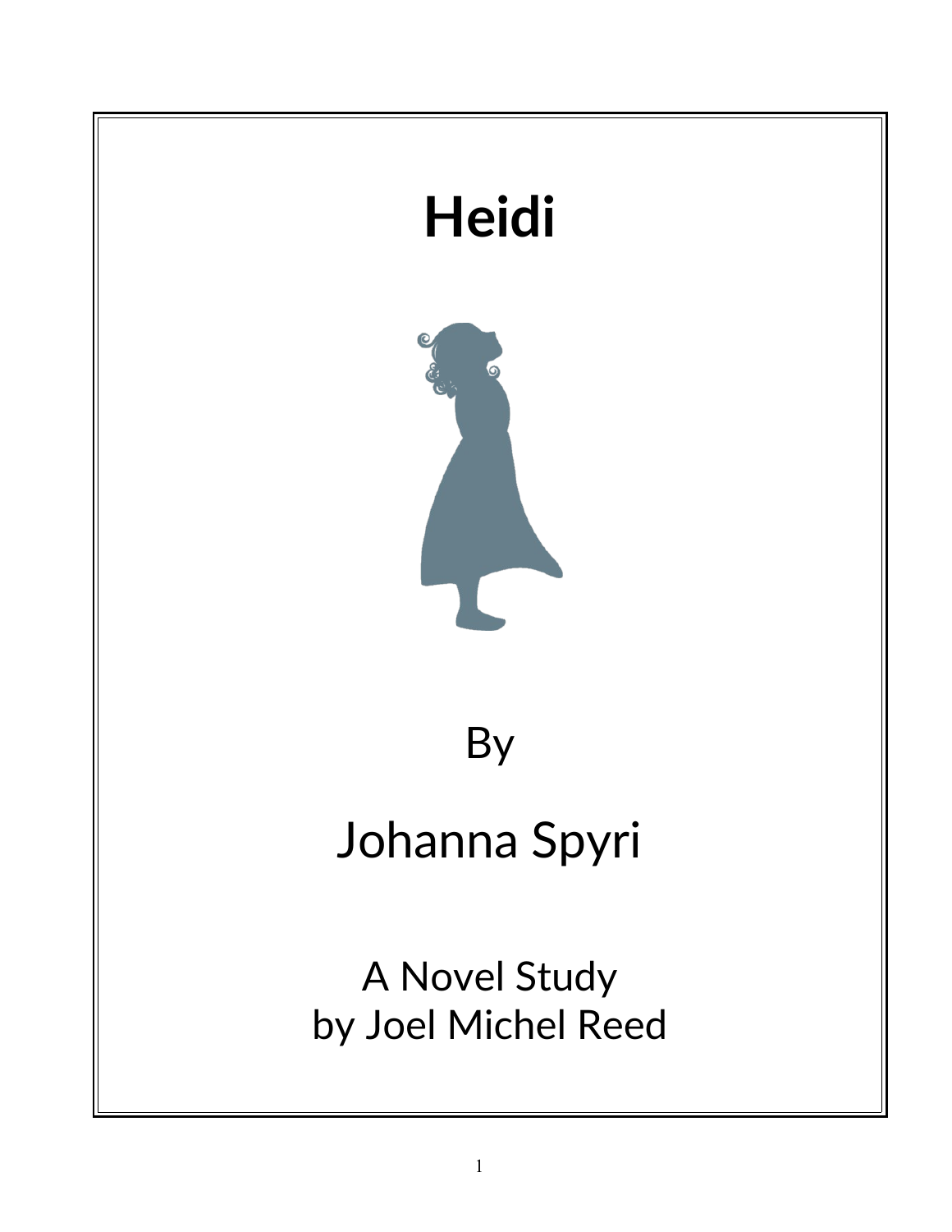# Heidi

By

Johanna Spyri

A Novel Study
by Joel Michel Reed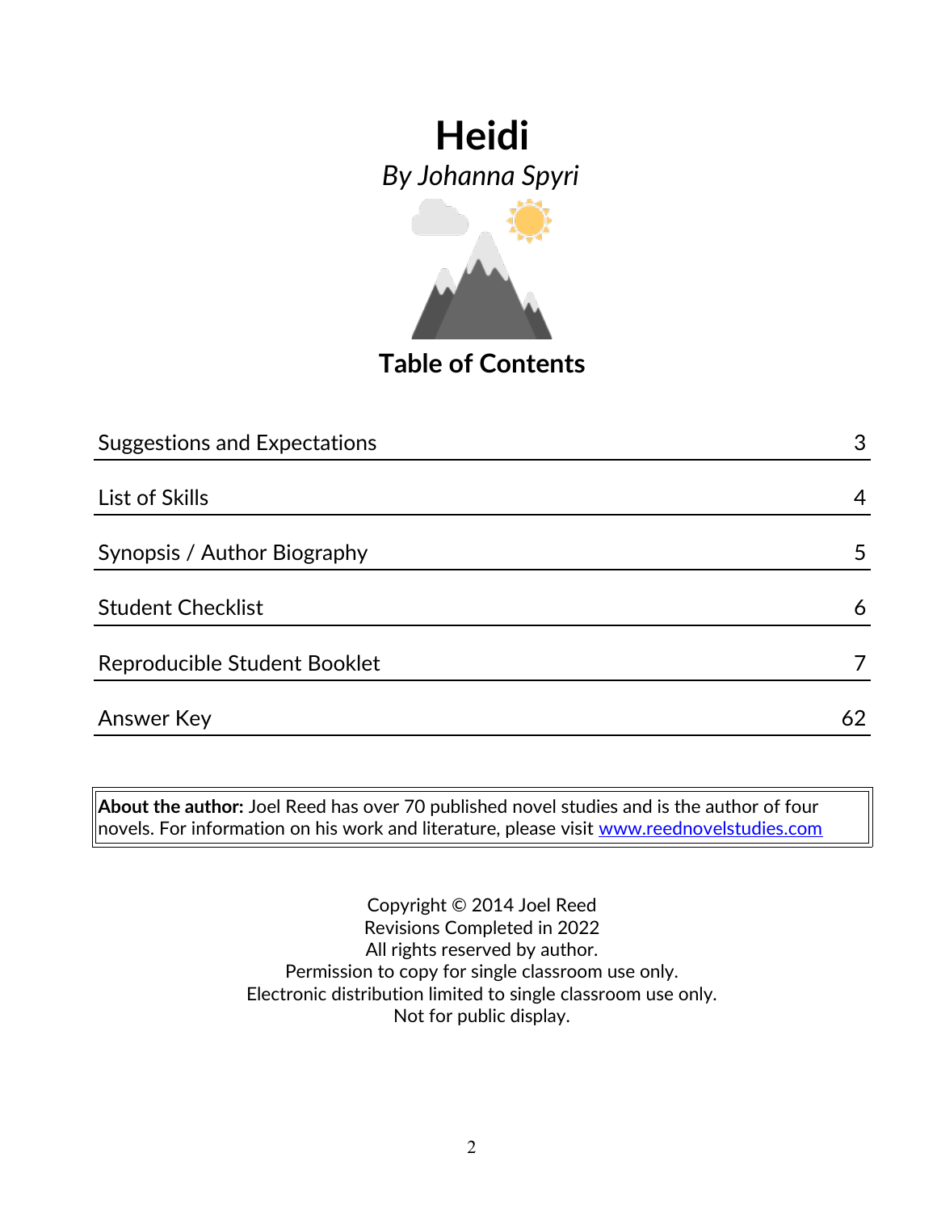# Heidi

*By Johanna Spyri*

## Table of Contents

| | |
|---|---|
| Suggestions and Expectations | 3 |
| List of Skills | 4 |
| Synopsis / Author Biography | 5 |
| Student Checklist | 6 |
| Reproducible Student Booklet | 7 |
| Answer Key | 62 |

**About the author:** Joel Reed has over 70 published novel studies and is the author of four novels. For information on his work and literature, please visit www.reednovelstudies.com

Copyright © 2014 Joel Reed
Revisions Completed in 2022
All rights reserved by author.
Permission to copy for single classroom use only.
Electronic distribution limited to single classroom use only.
Not for public display.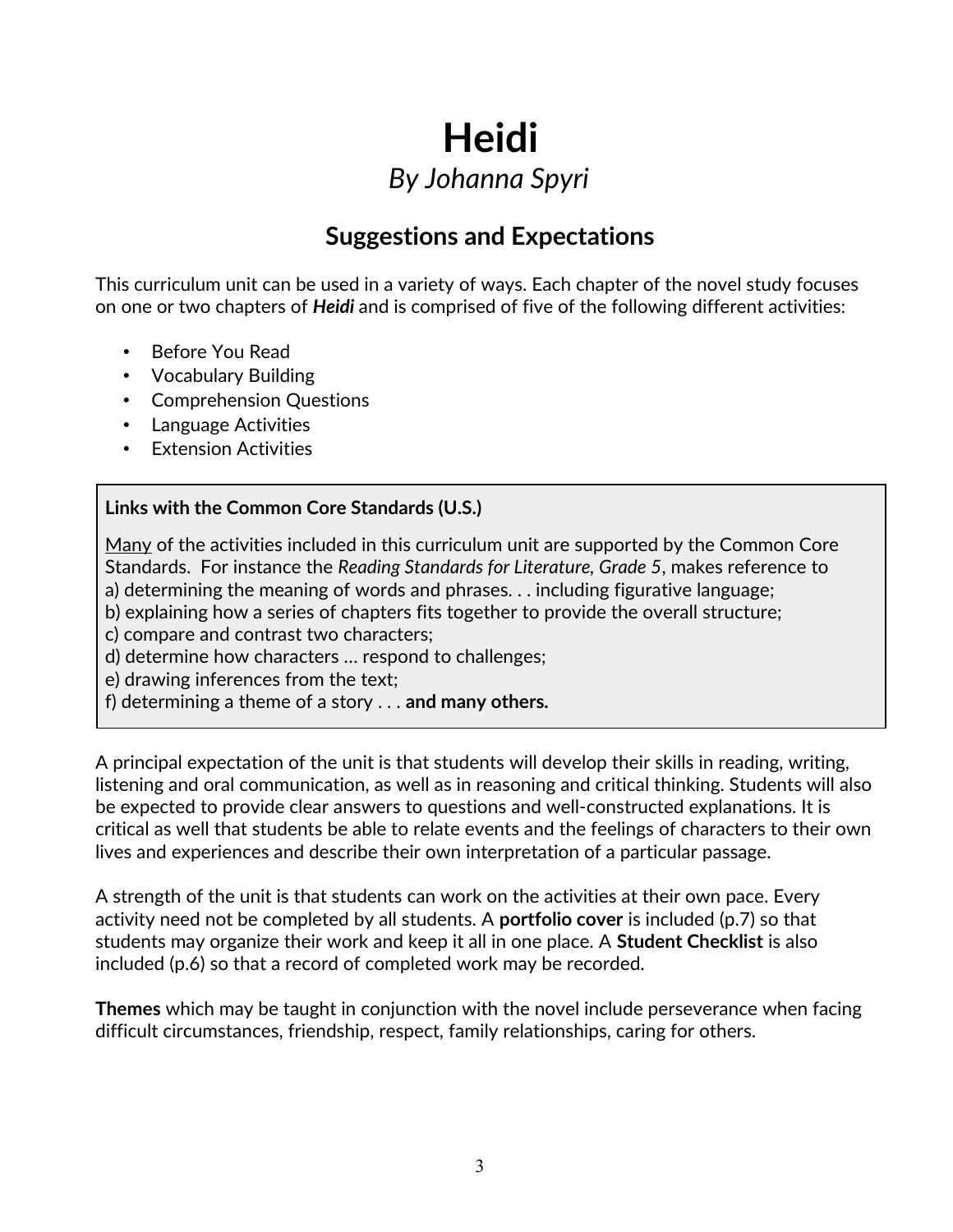# Heidi

## *By Johanna Spyri*

### Suggestions and Expectations

This curriculum unit can be used in a variety of ways. Each chapter of the novel study focuses on one or two chapters of ***Heidi*** and is comprised of five of the following different activities:

- Before You Read
- Vocabulary Building
- Comprehension Questions
- Language Activities
- Extension Activities

> **Links with the Common Core Standards (U.S.)**
>
> <u>Many</u> of the activities included in this curriculum unit are supported by the Common Core Standards. For instance the *Reading Standards for Literature, Grade 5*, makes reference to
> a) determining the meaning of words and phrases. . . including figurative language;
> b) explaining how a series of chapters fits together to provide the overall structure;
> c) compare and contrast two characters;
> d) determine how characters … respond to challenges;
> e) drawing inferences from the text;
> f) determining a theme of a story . . . **and many others.**

A principal expectation of the unit is that students will develop their skills in reading, writing, listening and oral communication, as well as in reasoning and critical thinking. Students will also be expected to provide clear answers to questions and well-constructed explanations. It is critical as well that students be able to relate events and the feelings of characters to their own lives and experiences and describe their own interpretation of a particular passage.

A strength of the unit is that students can work on the activities at their own pace. Every activity need not be completed by all students. A **portfolio cover** is included (p.7) so that students may organize their work and keep it all in one place. A **Student Checklist** is also included (p.6) so that a record of completed work may be recorded.

**Themes** which may be taught in conjunction with the novel include perseverance when facing difficult circumstances, friendship, respect, family relationships, caring for others.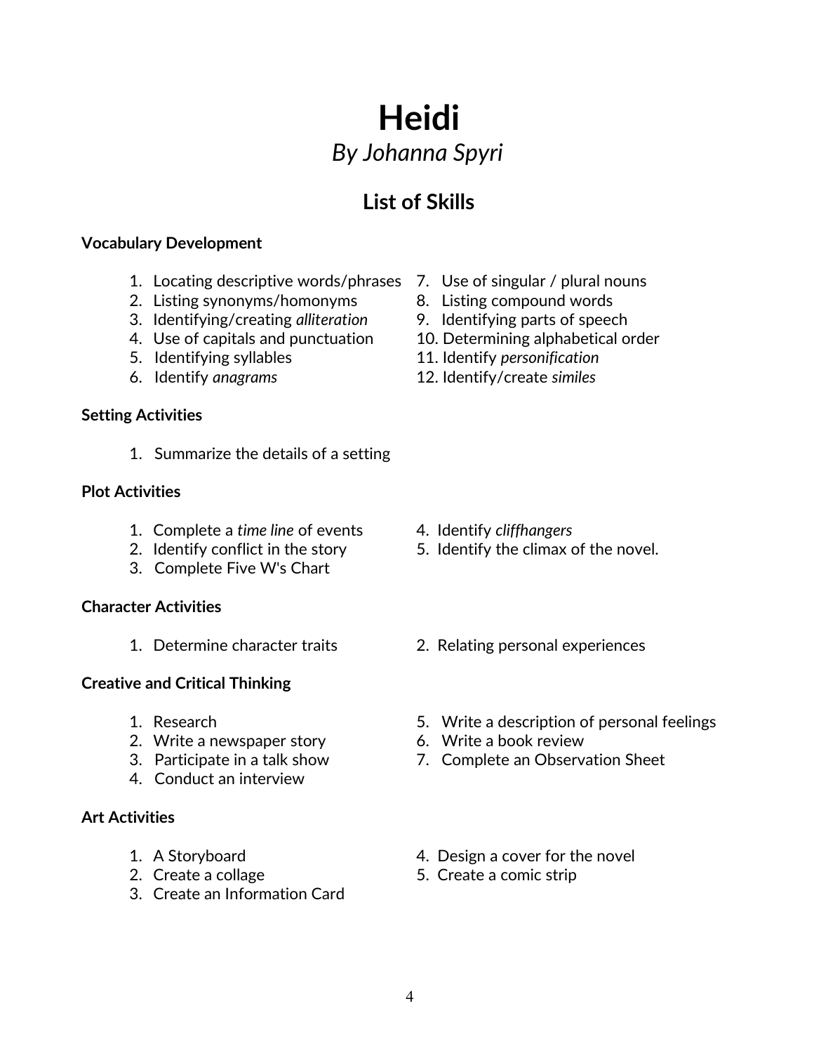# Heidi

*By Johanna Spyri*

## List of Skills

**Vocabulary Development**

1. Locating descriptive words/phrases
2. Listing synonyms/homonyms
3. Identifying/creating *alliteration*
4. Use of capitals and punctuation
5. Identifying syllables
6. Identify *anagrams*
7. Use of singular / plural nouns
8. Listing compound words
9. Identifying parts of speech
10. Determining alphabetical order
11. Identify *personification*
12. Identify/create *similes*

**Setting Activities**

1. Summarize the details of a setting

**Plot Activities**

1. Complete a *time line* of events
2. Identify conflict in the story
3. Complete Five W's Chart
4. Identify *cliffhangers*
5. Identify the climax of the novel.

**Character Activities**

1. Determine character traits
2. Relating personal experiences

**Creative and Critical Thinking**

1. Research
2. Write a newspaper story
3. Participate in a talk show
4. Conduct an interview
5. Write a description of personal feelings
6. Write a book review
7. Complete an Observation Sheet

**Art Activities**

1. A Storyboard
2. Create a collage
3. Create an Information Card
4. Design a cover for the novel
5. Create a comic strip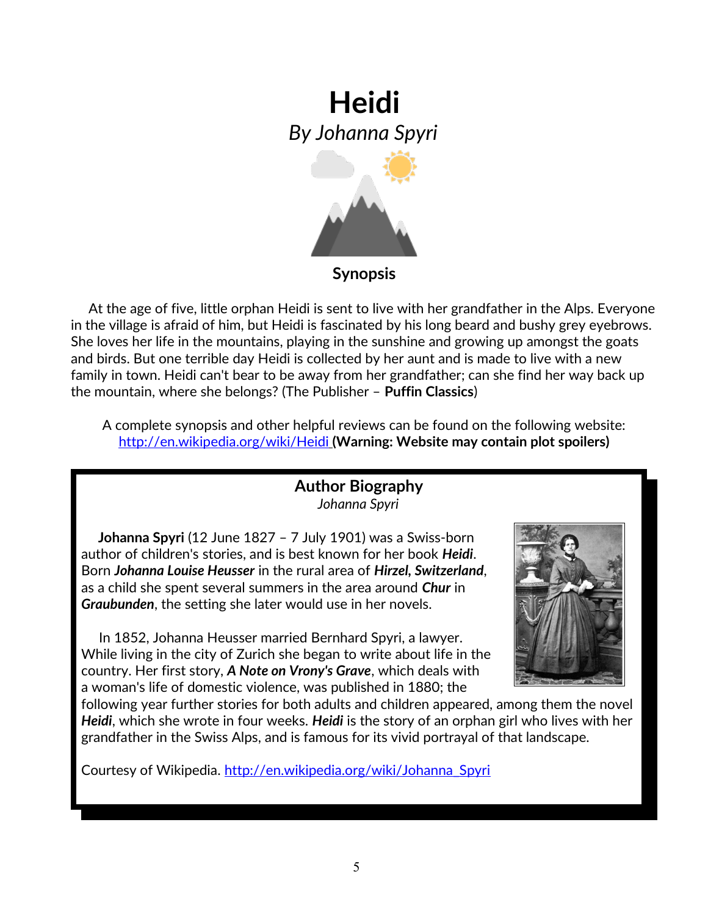# Heidi

*By Johanna Spyri*

## Synopsis

At the age of five, little orphan Heidi is sent to live with her grandfather in the Alps. Everyone in the village is afraid of him, but Heidi is fascinated by his long beard and bushy grey eyebrows. She loves her life in the mountains, playing in the sunshine and growing up amongst the goats and birds. But one terrible day Heidi is collected by her aunt and is made to live with a new family in town. Heidi can't bear to be away from her grandfather; can she find her way back up the mountain, where she belongs? (The Publisher – **Puffin Classics**)

A complete synopsis and other helpful reviews can be found on the following website: http://en.wikipedia.org/wiki/Heidi **(Warning: Website may contain plot spoilers)**

## Author Biography

*Johanna Spyri*

**Johanna Spyri** (12 June 1827 – 7 July 1901) was a Swiss-born author of children's stories, and is best known for her book ***Heidi***. Born ***Johanna Louise Heusser*** in the rural area of ***Hirzel, Switzerland***, as a child she spent several summers in the area around ***Chur*** in ***Graubunden***, the setting she later would use in her novels.

In 1852, Johanna Heusser married Bernhard Spyri, a lawyer. While living in the city of Zurich she began to write about life in the country. Her first story, ***A Note on Vrony's Grave***, which deals with a woman's life of domestic violence, was published in 1880; the following year further stories for both adults and children appeared, among them the novel ***Heidi***, which she wrote in four weeks. ***Heidi*** is the story of an orphan girl who lives with her grandfather in the Swiss Alps, and is famous for its vivid portrayal of that landscape.

Courtesy of Wikipedia. http://en.wikipedia.org/wiki/Johanna_Spyri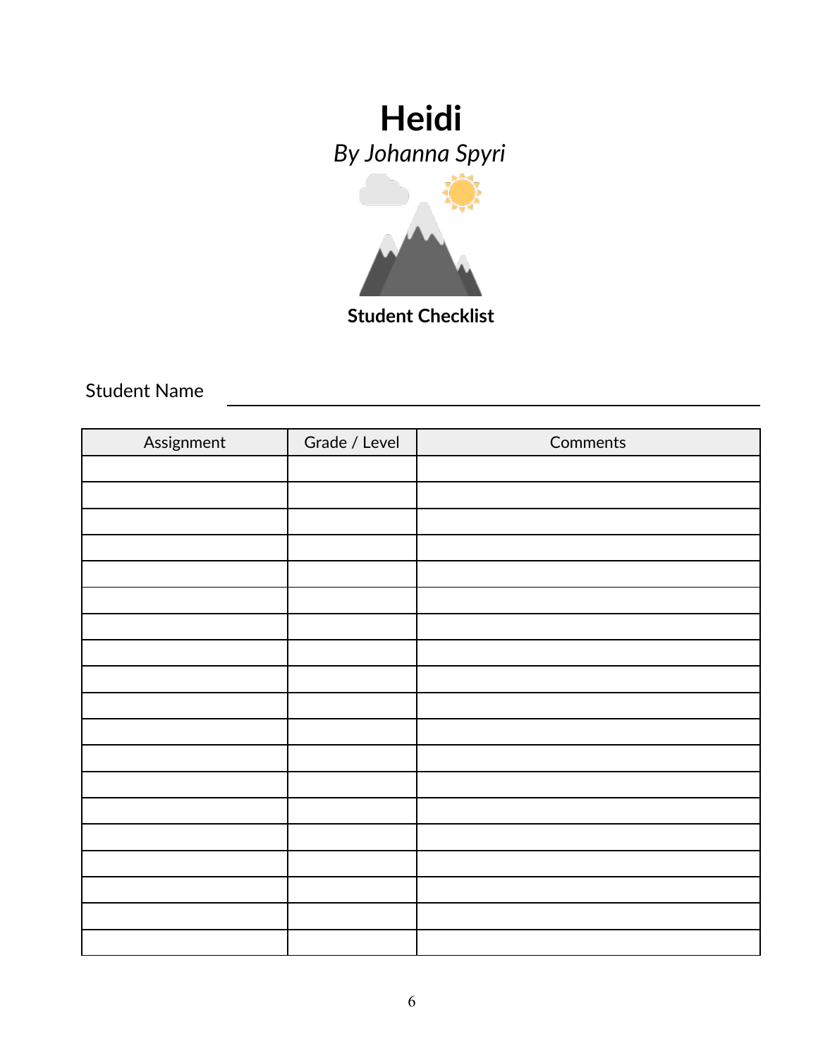# Heidi

*By Johanna Spyri*

**Student Checklist**

Student Name ____________________________________________

| Assignment | Grade / Level | Comments |
|---|---|---|
| | | |
| | | |
| | | |
| | | |
| | | |
| | | |
| | | |
| | | |
| | | |
| | | |
| | | |
| | | |
| | | |
| | | |
| | | |
| | | |
| | | |
| | | |
| | | |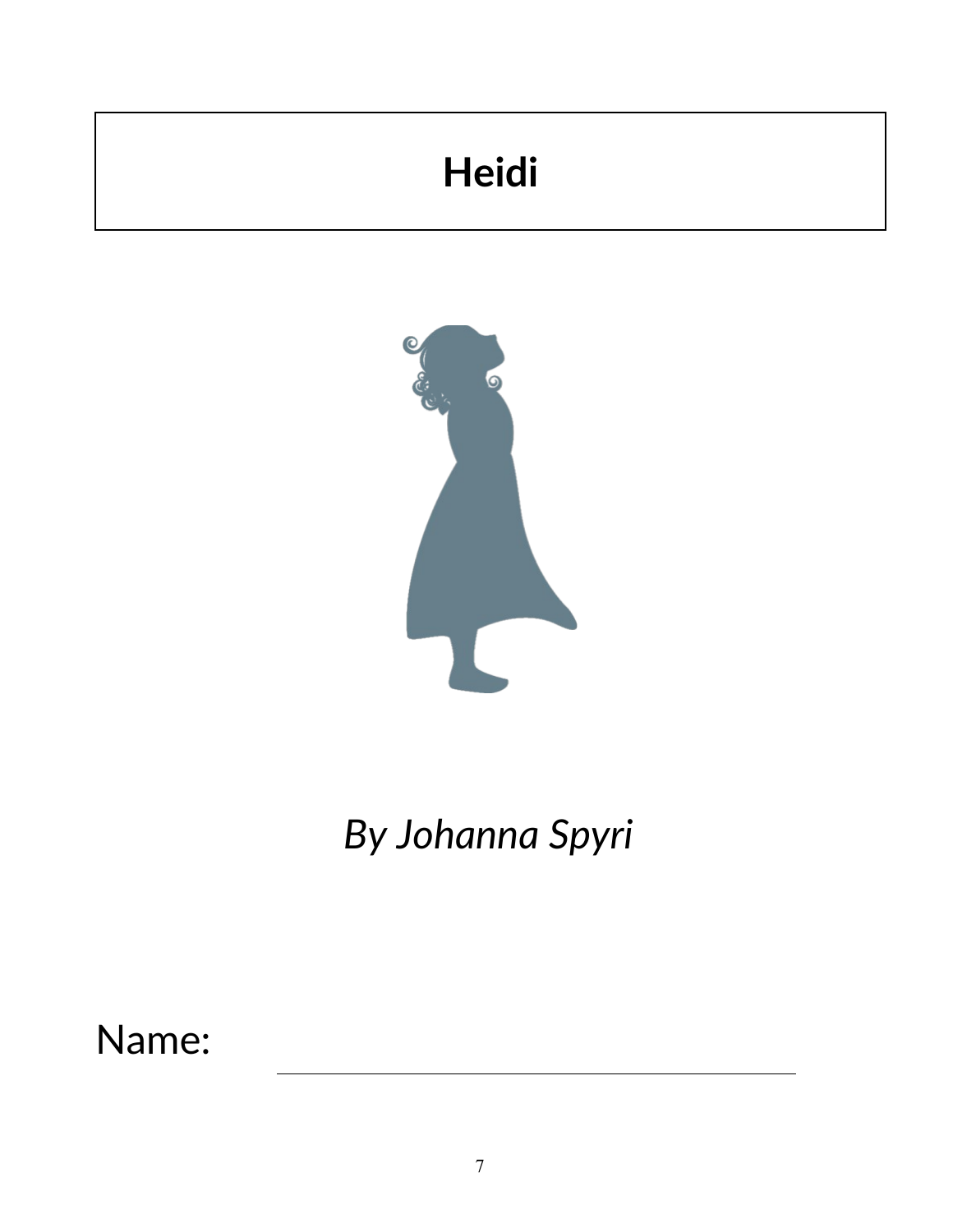# Heidi

*By Johanna Spyri*

Name: ______________________________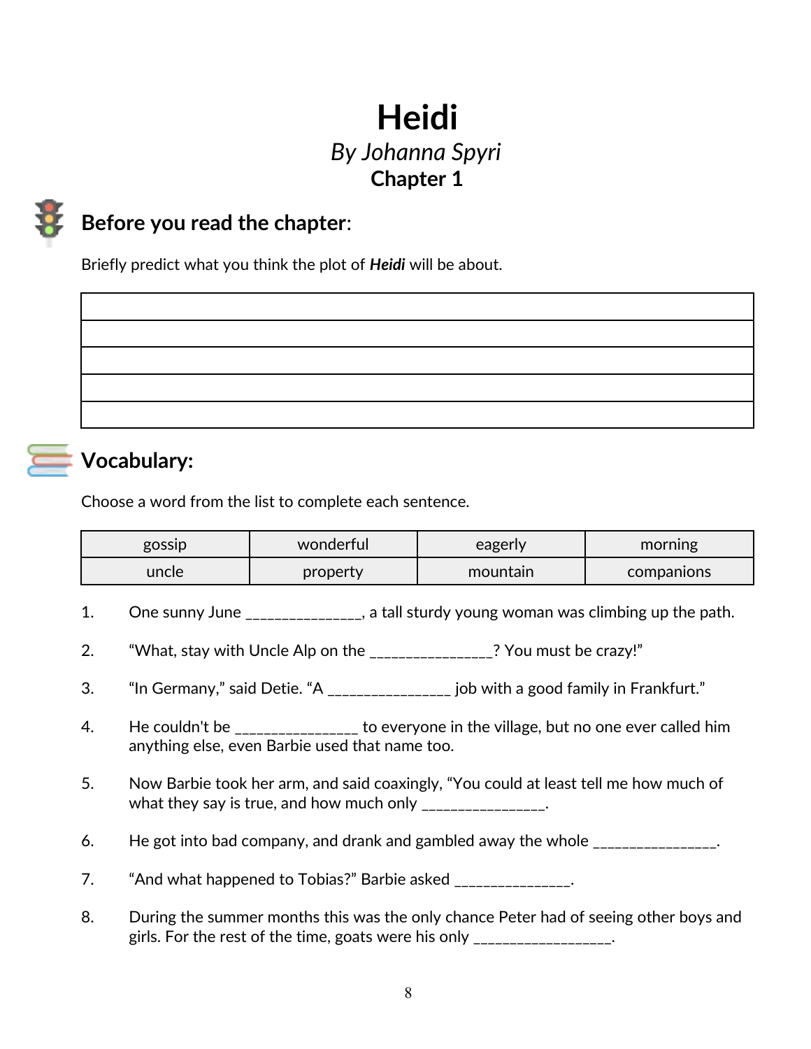# Heidi

*By Johanna Spyri*

**Chapter 1**

## Before you read the chapter:

Briefly predict what you think the plot of ***Heidi*** will be about.

| |
|---|
| |
| |
| |
| |

## Vocabulary:

Choose a word from the list to complete each sentence.

| gossip | wonderful | eagerly | morning |
|---|---|---|---|
| uncle | property | mountain | companions |

1. One sunny June _______________, a tall sturdy young woman was climbing up the path.

2. “What, stay with Uncle Alp on the ________________? You must be crazy!”

3. “In Germany,” said Detie. “A ________________ job with a good family in Frankfurt.”

4. He couldn't be ________________ to everyone in the village, but no one ever called him anything else, even Barbie used that name too.

5. Now Barbie took her arm, and said coaxingly, “You could at least tell me how much of what they say is true, and how much only ________________.

6. He got into bad company, and drank and gambled away the whole ________________.

7. “And what happened to Tobias?” Barbie asked _______________.

8. During the summer months this was the only chance Peter had of seeing other boys and girls. For the rest of the time, goats were his only __________________.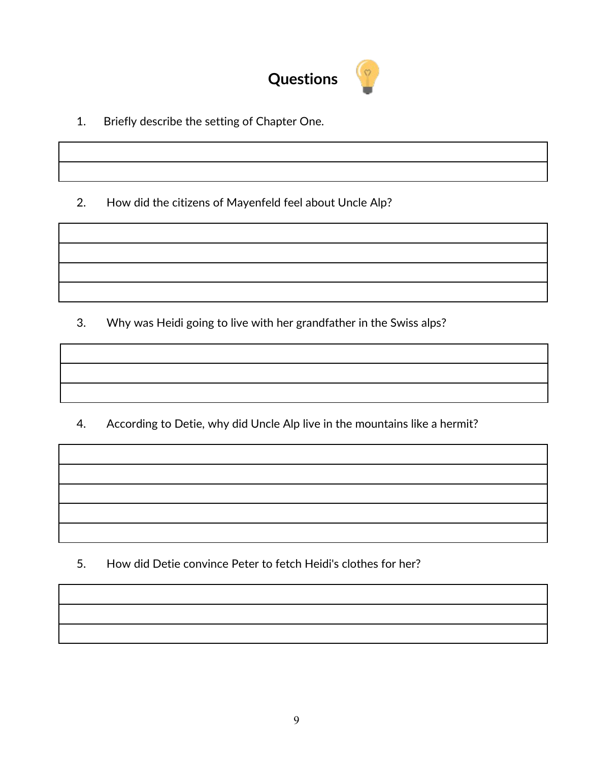# Questions

1. Briefly describe the setting of Chapter One.

2. How did the citizens of Mayenfeld feel about Uncle Alp?

3. Why was Heidi going to live with her grandfather in the Swiss alps?

4. According to Detie, why did Uncle Alp live in the mountains like a hermit?

5. How did Detie convince Peter to fetch Heidi's clothes for her?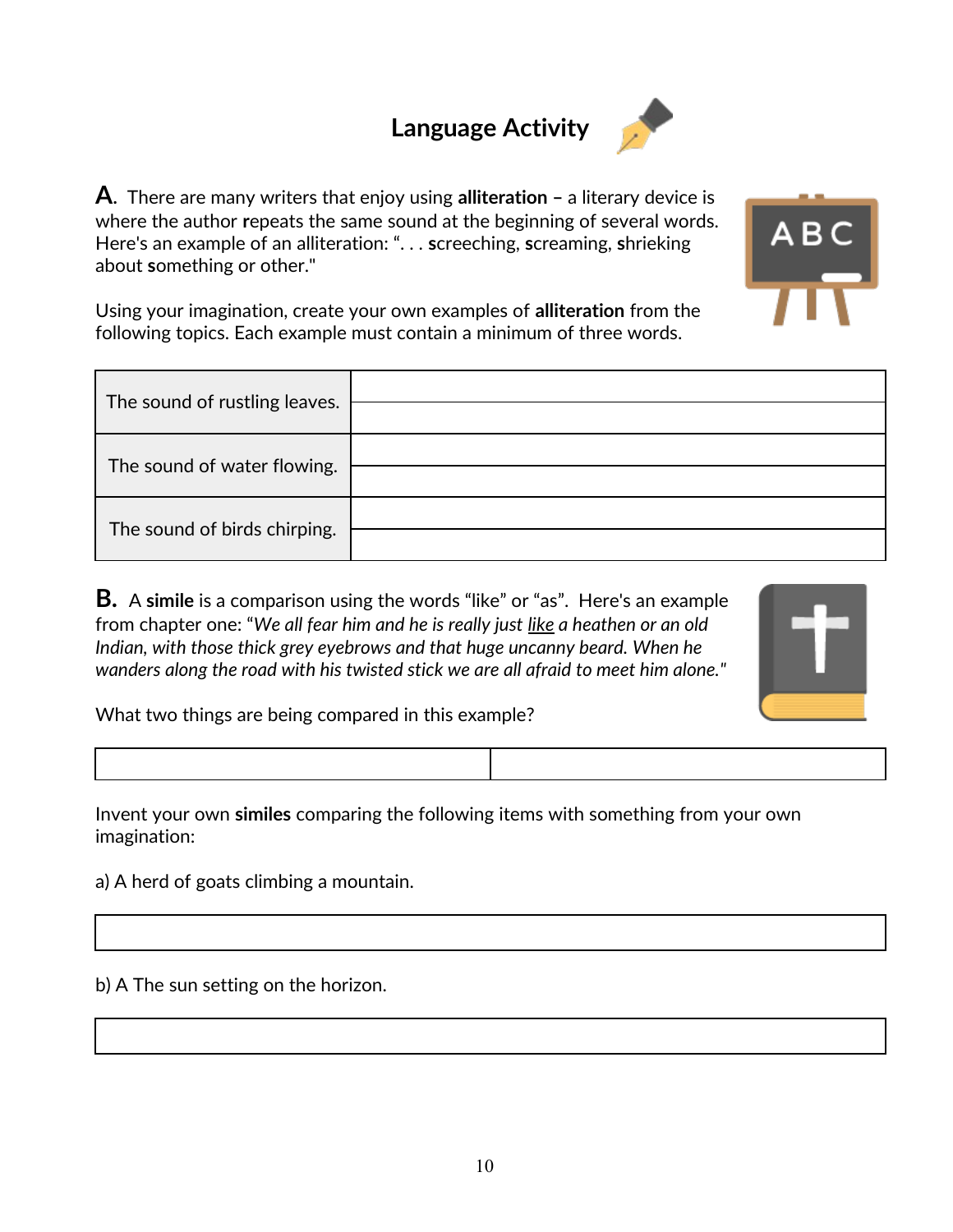# Language Activity

**A.** There are many writers that enjoy using **alliteration –** a literary device is where the author **r**epeats the same sound at the beginning of several words. Here's an example of an alliteration: ". . . **s**creeching, **s**creaming, **s**hrieking about **s**omething or other."

Using your imagination, create your own examples of **alliteration** from the following topics. Each example must contain a minimum of three words.

| | |
|---|---|
| The sound of rustling leaves. | |
| | |
| The sound of water flowing. | |
| | |
| The sound of birds chirping. | |
| | |

**B.** A **simile** is a comparison using the words "like" or "as". Here's an example from chapter one: "*We all fear him and he is really just* <u>*like*</u> *a heathen or an old Indian, with those thick grey eyebrows and that huge uncanny beard. When he wanders along the road with his twisted stick we are all afraid to meet him alone.*"

What two things are being compared in this example?

| | |
|---|---|
| | |

Invent your own **similes** comparing the following items with something from your own imagination:

a) A herd of goats climbing a mountain.

| |
|---|
| |

b) A The sun setting on the horizon.

| |
|---|
| |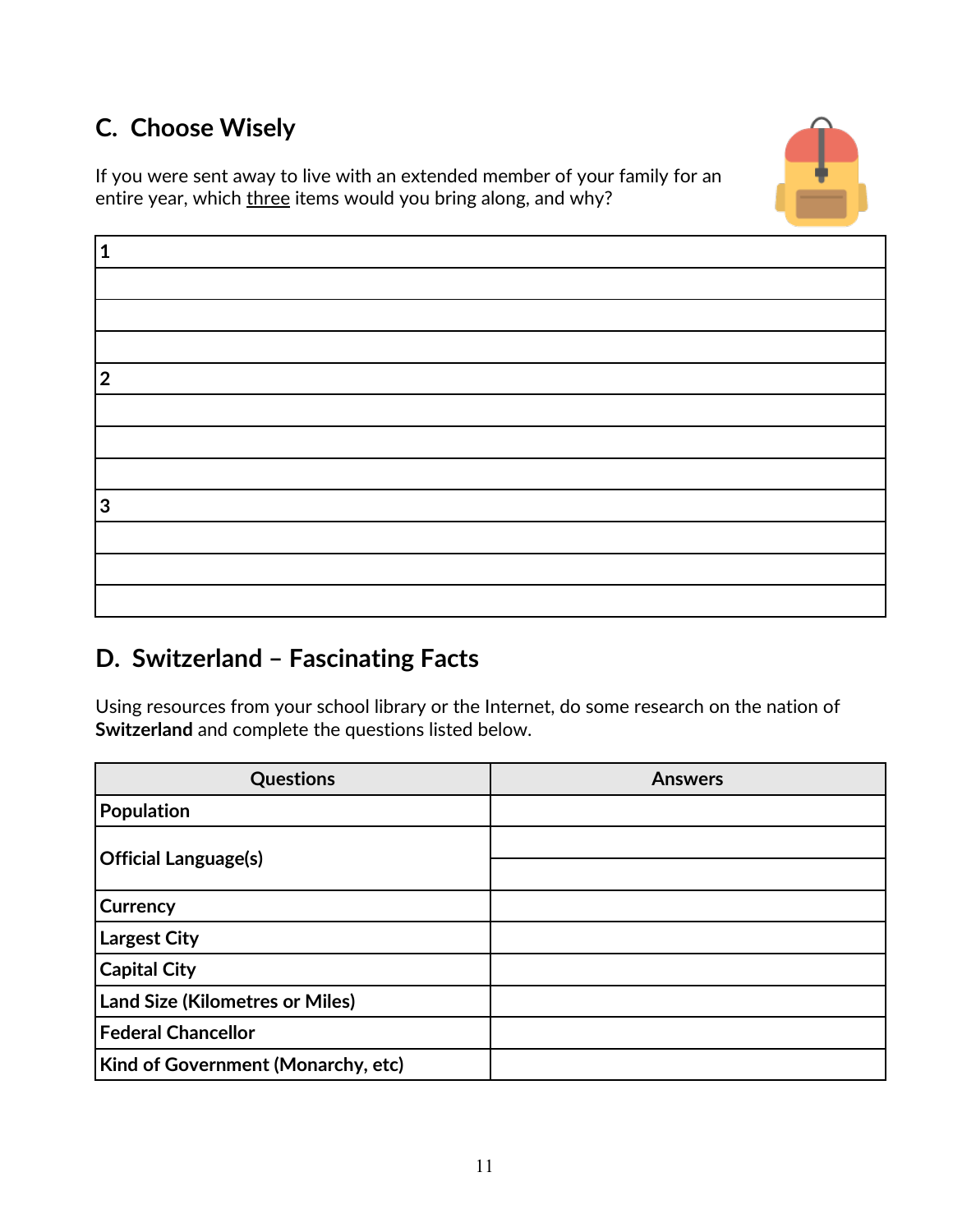## C. Choose Wisely

If you were sent away to live with an extended member of your family for an entire year, which three items would you bring along, and why?

| |
|---|
| **1** |
| |
| |
| |
| **2** |
| |
| |
| |
| **3** |
| |
| |
| |

## D. Switzerland – Fascinating Facts

Using resources from your school library or the Internet, do some research on the nation of **Switzerland** and complete the questions listed below.

| Questions | Answers |
|---|---|
| **Population** | |
| **Official Language(s)** | |
| | |
| **Currency** | |
| **Largest City** | |
| **Capital City** | |
| **Land Size (Kilometres or Miles)** | |
| **Federal Chancellor** | |
| **Kind of Government (Monarchy, etc)** | |